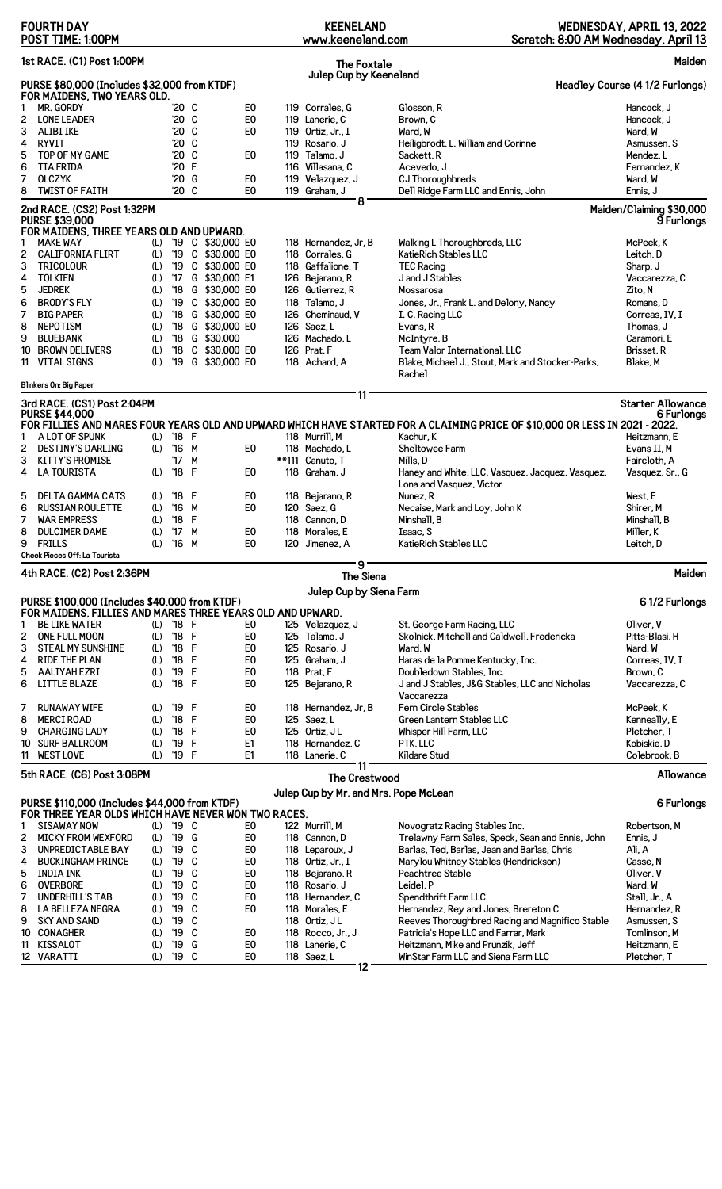**FOURTH DAY** | **KEENELAND** | **WEDNESDAY, APRIL 13, 2022**
**POST TIME: 1:00PM** | **www.keeneland.com** | **Scratch: 8:00 AM Wednesday, April 13**

## 1st RACE. (C1) Post 1:00PM — The Foxtale Julep Cup by Keeneland — Maiden

**PURSE $80,000 (Includes $32,000 from KTDF)** — Headley Course (4 1/2 Furlongs)
**FOR MAIDENS, TWO YEARS OLD.**

| # | Horse | | Yr | Sex | Claim | E | Wt | Jockey | Owner | Trainer |
|---|---|---|---|---|---|---|---|---|---|---|
| 1 | MR. GORDY | | '20 | C | | E0 | 119 | Corrales, G | Glosson, R | Hancock, J |
| 2 | LONE LEADER | | '20 | C | | E0 | 119 | Lanerie, C | Brown, C | Hancock, J |
| 3 | ALIBI IKE | | '20 | C | | E0 | 119 | Ortiz, Jr., I | Ward, W | Ward, W |
| 4 | RYVIT | | '20 | C | | | 119 | Rosario, J | Heiligbrodt, L. William and Corinne | Asmussen, S |
| 5 | TOP OF MY GAME | | '20 | C | | E0 | 119 | Talamo, J | Sackett, R | Mendez, L |
| 6 | TIA FRIDA | | '20 | F | | | 116 | Villasana, C | Acevedo, J | Fernandez, K |
| 7 | OLCZYK | | '20 | G | | E0 | 119 | Velazquez, J | CJ Thoroughbreds | Ward, W |
| 8 | TWIST OF FAITH | | '20 | C | | E0 | 119 | Graham, J | Dell Ridge Farm LLC and Ennis, John | Ennis, J |

8

## 2nd RACE. (CS2) Post 1:32PM — Maiden/Claiming $30,000

**PURSE $39,000** — 9 Furlongs
**FOR MAIDENS, THREE YEARS OLD AND UPWARD.**

| # | Horse | | Yr | Sex | Claim | E | Wt | Jockey | Owner | Trainer |
|---|---|---|---|---|---|---|---|---|---|---|
| 1 | MAKE WAY | (L) | '19 | C | $30,000 | E0 | 118 | Hernandez, Jr, B | Walking L Thoroughbreds, LLC | McPeek, K |
| 2 | CALIFORNIA FLIRT | (L) | '19 | C | $30,000 | E0 | 118 | Corrales, G | KatieRich Stables LLC | Leitch, D |
| 3 | TRICOLOUR | (L) | '19 | C | $30,000 | E0 | 118 | Gaffalione, T | TEC Racing | Sharp, J |
| 4 | TOLKIEN | (L) | '17 | G | $30,000 | E1 | 126 | Bejarano, R | J and J Stables | Vaccarezza, C |
| 5 | JEDREK | (L) | '18 | G | $30,000 | E0 | 126 | Gutierrez, R | Mossarosa | Zito, N |
| 6 | BRODY'S FLY | (L) | '19 | C | $30,000 | E0 | 118 | Talamo, J | Jones, Jr., Frank L. and Delony, Nancy | Romans, D |
| 7 | BIG PAPER | (L) | '18 | G | $30,000 | E0 | 126 | Cheminaud, V | I. C. Racing LLC | Correas, IV, I |
| 8 | NEPOTISM | (L) | '18 | G | $30,000 | E0 | 126 | Saez, L | Evans, R | Thomas, J |
| 9 | BLUEBANK | (L) | '18 | G | $30,000 | | 126 | Machado, L | McIntyre, B | Caramori, E |
| 10 | BROWN DELIVERS | (L) | '18 | C | $30,000 | E0 | 126 | Prat, F | Team Valor International, LLC | Brisset, R |
| 11 | VITAL SIGNS | (L) | '19 | G | $30,000 | E0 | 118 | Achard, A | Blake, Michael J., Stout, Mark and Stocker-Parks, Rachel | Blake, M |

Blinkers On: Big Paper

11

## 3rd RACE. (CS1) Post 2:04PM — Starter Allowance

**PURSE $44,000** — 6 Furlongs
**FOR FILLIES AND MARES FOUR YEARS OLD AND UPWARD WHICH HAVE STARTED FOR A CLAIMING PRICE OF $10,000 OR LESS IN 2021 - 2022.**

| # | Horse | | Yr | Sex | Claim | E | Wt | Jockey | Owner | Trainer |
|---|---|---|---|---|---|---|---|---|---|---|
| 1 | A LOT OF SPUNK | (L) | '18 | F | | | 118 | Murrill, M | Kachur, K | Heitzmann, E |
| 2 | DESTINY'S DARLING | (L) | '16 | M | | E0 | 118 | Machado, L | Sheltowee Farm | Evans II, M |
| 3 | KITTY'S PROMISE | | '17 | M | | | **111 | Canuto, T | Mills, D | Faircloth, A |
| 4 | LA TOURISTA | (L) | '18 | F | | E0 | 118 | Graham, J | Haney and White, LLC, Vasquez, Jacquez, Vasquez, Lona and Vasquez, Victor | Vasquez, Sr., G |
| 5 | DELTA GAMMA CATS | (L) | '18 | F | | E0 | 118 | Bejarano, R | Nunez, R | West, E |
| 6 | RUSSIAN ROULETTE | (L) | '16 | M | | E0 | 120 | Saez, G | Necaise, Mark and Loy, John K | Shirer, M |
| 7 | WAR EMPRESS | (L) | '18 | F | | | 118 | Cannon, D | Minshall, B | Minshall, B |
| 8 | DULCIMER DAME | (L) | '17 | M | | E0 | 118 | Morales, E | Isaac, S | Miller, K |
| 9 | FRILLS | (L) | '16 | M | | E0 | 120 | Jimenez, A | KatieRich Stables LLC | Leitch, D |

Cheek Pieces Off: La Tourista

9

## 4th RACE. (C2) Post 2:36PM — The Siena Julep Cup by Siena Farm — Maiden

**PURSE $100,000 (Includes $40,000 from KTDF)** — 6 1/2 Furlongs
**FOR MAIDENS, FILLIES AND MARES THREE YEARS OLD AND UPWARD.**

| # | Horse | | Yr | Sex | Claim | E | Wt | Jockey | Owner | Trainer |
|---|---|---|---|---|---|---|---|---|---|---|
| 1 | BE LIKE WATER | (L) | '18 | F | | E0 | 125 | Velazquez, J | St. George Farm Racing, LLC | Oliver, V |
| 2 | ONE FULL MOON | (L) | '18 | F | | E0 | 125 | Talamo, J | Skolnick, Mitchell and Caldwell, Fredericka | Pitts-Blasi, H |
| 3 | STEAL MY SUNSHINE | (L) | '18 | F | | E0 | 125 | Rosario, J | Ward, W | Ward, W |
| 4 | RIDE THE PLAN | (L) | '18 | F | | E0 | 125 | Graham, J | Haras de la Pomme Kentucky, Inc. | Correas, IV, I |
| 5 | AALIYAH EZRI | (L) | '19 | F | | E0 | 118 | Prat, F | Doubledown Stables, Inc. | Brown, C |
| 6 | LITTLE BLAZE | (L) | '18 | F | | E0 | 125 | Bejarano, R | J and J Stables, J&G Stables, LLC and Nicholas Vaccarezza | Vaccarezza, C |
| 7 | RUNAWAY WIFE | (L) | '19 | F | | E0 | 118 | Hernandez, Jr, B | Fern Circle Stables | McPeek, K |
| 8 | MERCI ROAD | (L) | '18 | F | | E0 | 125 | Saez, L | Green Lantern Stables LLC | Kenneally, E |
| 9 | CHARGING LADY | (L) | '18 | F | | E0 | 125 | Ortiz, JL | Whisper Hill Farm, LLC | Pletcher, T |
| 10 | SURF BALLROOM | (L) | '19 | F | | E1 | 118 | Hernandez, C | PTK, LLC | Kobiskie, D |
| 11 | WEST LOVE | (L) | '19 | F | | E1 | 118 | Lanerie, C | Kildare Stud | Colebrook, B |

11

## 5th RACE. (C6) Post 3:08PM — The Crestwood Julep Cup by Mr. and Mrs. Pope McLean — Allowance

**PURSE $110,000 (Includes $44,000 from KTDF)** — 6 Furlongs
**FOR THREE YEAR OLDS WHICH HAVE NEVER WON TWO RACES.**

| # | Horse | | Yr | Sex | Claim | E | Wt | Jockey | Owner | Trainer |
|---|---|---|---|---|---|---|---|---|---|---|
| 1 | SISAWAY NOW | (L) | '19 | C | | E0 | 122 | Murrill, M | Novogratz Racing Stables Inc. | Robertson, M |
| 2 | MICKY FROM WEXFORD | (L) | '19 | G | | E0 | 118 | Cannon, D | Trelawny Farm Sales, Speck, Sean and Ennis, John | Ennis, J |
| 3 | UNPREDICTABLE BAY | (L) | '19 | C | | E0 | 118 | Leparoux, J | Barlas, Ted, Barlas, Jean and Barlas, Chris | Ali, A |
| 4 | BUCKINGHAM PRINCE | (L) | '19 | C | | E0 | 118 | Ortiz, Jr., I | Marylou Whitney Stables (Hendrickson) | Casse, N |
| 5 | INDIA INK | (L) | '19 | C | | E0 | 118 | Bejarano, R | Peachtree Stable | Oliver, V |
| 6 | OVERBORE | (L) | '19 | C | | E0 | 118 | Rosario, J | Leidel, P | Ward, W |
| 7 | UNDERHILL'S TAB | (L) | '19 | C | | E0 | 118 | Hernandez, C | Spendthrift Farm LLC | Stall, Jr., A |
| 8 | LA BELLEZA NEGRA | (L) | '19 | C | | E0 | 118 | Morales, E | Hernandez, Rey and Jones, Brereton C. | Hernandez, R |
| 9 | SKY AND SAND | (L) | '19 | C | | | 118 | Ortiz, JL | Reeves Thoroughbred Racing and Magnifico Stable | Asmussen, S |
| 10 | CONAGHER | (L) | '19 | C | | E0 | 118 | Rocco, Jr., J | Patricia's Hope LLC and Farrar, Mark | Tomlinson, M |
| 11 | KISSALOT | (L) | '19 | G | | E0 | 118 | Lanerie, C | Heitzmann, Mike and Prunzik, Jeff | Heitzmann, E |
| 12 | VARATTI | (L) | '19 | C | | E0 | 118 | Saez, L | WinStar Farm LLC and Siena Farm LLC | Pletcher, T |

12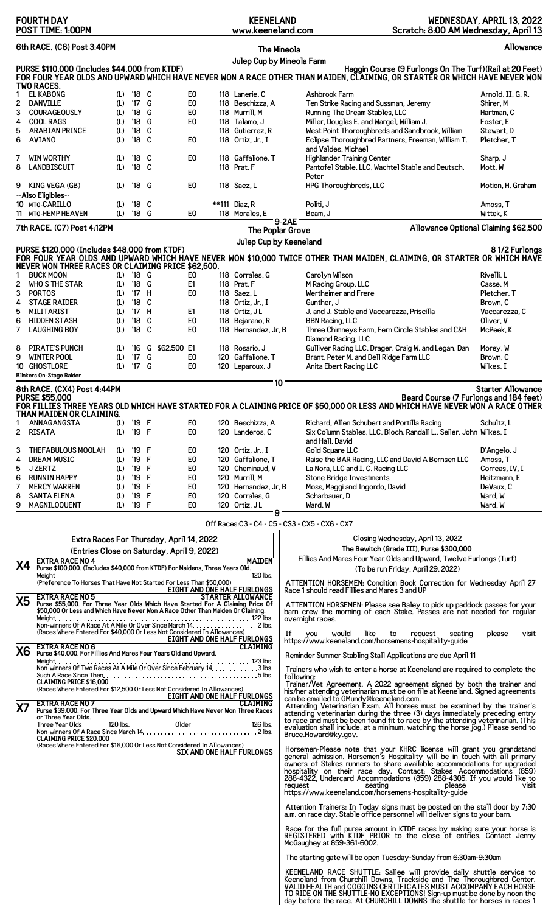FOURTH DAY — POST TIME: 1:00PM — KEENELAND — www.keeneland.com — WEDNESDAY, APRIL 13, 2022 — Scratch: 8:00 AM Wednesday, April 13

## 6th RACE. (C8) Post 3:40PM — The Mineola Julep Cup by Mineola Farm — Allowance

**PURSE $110,000 (Includes $44,000 from KTDF)** — Haggin Course (9 Furlongs On The Turf)(Rail at 20 Feet)

FOR FOUR YEAR OLDS AND UPWARD WHICH HAVE NEVER WON A RACE OTHER THAN MAIDEN, CLAIMING, OR STARTER OR WHICH HAVE NEVER WON TWO RACES.

| # | Horse | | Yr | Sex | | | Wt | Jockey | Owner | Trainer |
|---|---|---|---|---|---|---|---|---|---|---|
| 1 | EL KABONG | (L) | '18 | C | | E0 | 118 | Lanerie, C | Ashbrook Farm | Arnold, II, G. R. |
| 2 | DANVILLE | (L) | '17 | G | | E0 | 118 | Beschizza, A | Ten Strike Racing and Sussman, Jeremy | Shirer, M |
| 3 | COURAGEOUSLY | (L) | '18 | G | | E0 | 118 | Murrill, M | Running The Dream Stables, LLC | Hartman, C |
| 4 | COOL RAGS | (L) | '18 | G | | E0 | 118 | Talamo, J | Miller, Douglas E. and Wargel, William J. | Foster, E |
| 5 | ARABIAN PRINCE | (L) | '18 | C | | | 118 | Gutierrez, R | West Point Thoroughbreds and Sandbrook, William | Stewart, D |
| 6 | AVIANO | (L) | '18 | C | | E0 | 118 | Ortiz, Jr., I | Eclipse Thoroughbred Partners, Freeman, William T. and Valdes, Michael | Pletcher, T |
| 7 | WIN WORTHY | (L) | '18 | C | | E0 | 118 | Gaffalione, T | Highlander Training Center | Sharp, J |
| 8 | LANDBISCUIT | (L) | '18 | C | | | 118 | Prat, F | Pantofel Stable, LLC, Wachtel Stable and Deutsch, Peter | Mott, W |
| 9 | KING VEGA (GB) | (L) | '18 | G | | E0 | 118 | Saez, L | HPG Thoroughbreds, LLC | Motion, H. Graham |
| | --Also Eligibles-- | | | | | | | | | |
| 10 | MTO-CARILLO | (L) | '18 | C | | | **111 | Diaz, R | Politi, J | Amoss, T |
| 11 | MTO-HEMP HEAVEN | (L) | '18 | G | | E0 | 118 | Morales, E | Beam, J | Wittek, K |

9-2AE

## 7th RACE. (C7) Post 4:12PM — The Poplar Grove Julep Cup by Keeneland — Allowance Optional Claiming $62,500

**PURSE $120,000 (Includes $48,000 from KTDF)** — 8 1/2 Furlongs

FOR FOUR YEAR OLDS AND UPWARD WHICH HAVE NEVER WON $10,000 TWICE OTHER THAN MAIDEN, CLAIMING, OR STARTER OR WHICH HAVE NEVER WON THREE RACES OR CLAIMING PRICE $62,500.

| # | Horse | | Yr | Sex | | | Wt | Jockey | Owner | Trainer |
|---|---|---|---|---|---|---|---|---|---|---|
| 1 | BUCK MOON | (L) | '18 | G | | E0 | 118 | Corrales, G | Carolyn Wilson | Rivelli, L |
| 2 | WHO'S THE STAR | (L) | '18 | G | | E1 | 118 | Prat, F | M Racing Group, LLC | Casse, M |
| 3 | PORTOS | (L) | '17 | H | | E0 | 118 | Saez, L | Wertheimer and Frere | Pletcher, T |
| 4 | STAGE RAIDER | (L) | '18 | C | | | 118 | Ortiz, Jr., I | Gunther, J | Brown, C |
| 5 | MILITARIST | (L) | '17 | H | | E1 | 118 | Ortiz, J L | J. and J. Stable and Vaccarezza, Priscilla | Vaccarezza, C |
| 6 | HIDDEN STASH | (L) | '18 | C | | E0 | 118 | Bejarano, R | BBN Racing, LLC | Oliver, V |
| 7 | LAUGHING BOY | (L) | '18 | C | | E0 | 118 | Hernandez, Jr, B | Three Chimneys Farm, Fern Circle Stables and C&H Diamond Racing, LLC | McPeek, K |
| 8 | PIRATE'S PUNCH | (L) | '16 | G | $62,500 | E1 | 118 | Rosario, J | Gulliver Racing LLC, Drager, Craig W. and Legan, Dan | Morey, W |
| 9 | WINTER POOL | (L) | '17 | G | | E0 | 120 | Gaffalione, T | Brant, Peter M. and Dell Ridge Farm LLC | Brown, C |
| 10 | GHOSTLORE | (L) | '17 | G | | E0 | 120 | Leparoux, J | Anita Ebert Racing LLC | Wilkes, I |

Blinkers On: Stage Raider

10

## 8th RACE. (CX4) Post 4:44PM — Starter Allowance

**PURSE $55,000** — Beard Course (7 Furlongs and 184 feet)

FOR FILLIES THREE YEARS OLD WHICH HAVE STARTED FOR A CLAIMING PRICE OF $50,000 OR LESS AND WHICH HAVE NEVER WON A RACE OTHER THAN MAIDEN OR CLAIMING.

| # | Horse | | Yr | Sex | | | Wt | Jockey | Owner | Trainer |
|---|---|---|---|---|---|---|---|---|---|---|
| 1 | ANNAGANGSTA | (L) | '19 | F | | E0 | 120 | Beschizza, A | Richard, Allen Schubert and Portilla Racing | Schultz, L |
| 2 | RISATA | (L) | '19 | F | | E0 | 120 | Landeros, C | Six Column Stables, LLC, Bloch, Randall L., Seiler, John and Hall, David | Wilkes, I |
| 3 | THEFABULOUS MOOLAH | (L) | '19 | F | | E0 | 120 | Ortiz, Jr., I | Gold Square LLC | D'Angelo, J |
| 4 | DREAM MUSIC | (L) | '19 | F | | E0 | 120 | Gaffalione, T | Raise the BAR Racing, LLC and David A Bernsen LLC | Amoss, T |
| 5 | J ZERTZ | (L) | '19 | F | | E0 | 120 | Cheminaud, V | La Nora, LLC and I. C. Racing LLC | Correas, IV, I |
| 6 | RUNNIN HAPPY | (L) | '19 | F | | E0 | 120 | Murrill, M | Stone Bridge Investments | Heitzmann, E |
| 7 | MERCY WARREN | (L) | '19 | F | | E0 | 120 | Hernandez, Jr, B | Moss, Maggi and Ingordo, David | DeVaux, C |
| 8 | SANTA ELENA | (L) | '19 | F | | E0 | 120 | Corrales, G | Scharbauer, D | Ward, W |
| 9 | MAGNILOQUENT | (L) | '19 | F | | E0 | 120 | Ortiz, J L | Ward, W | Ward, W |

9

Off Races:C3 - C4 - C5 - CS3 - CX5 - CX6 - CX7

## Extra Races For Thursday, April 14, 2022
### (Entries Close on Saturday, April 9, 2022)

**X4 — EXTRA RACE NO 4 — MAIDEN**
Purse $100,000. (Includes $40,000 from KTDF) For Maidens, Three Years Old.
Weight. . . . . 120 lbs.
(Preference To Horses That Have Not Started For Less Than $50,000)
EIGHT AND ONE HALF FURLONGS

**X5 — EXTRA RACE NO 5 — STARTER ALLOWANCE**
Purse $55,000. For Three Year Olds Which Have Started For A Claiming Price Of $50,000 Or Less and Which Have Never Won A Race Other Than Maiden Or Claiming.
Weight. . . . . 122 lbs.
Non-winners Of A Race At A Mile Or Over Since March 14. . . . . 2 lbs.
(Races Where Entered For $40,000 Or Less Not Considered In Allowances)
EIGHT AND ONE HALF FURLONGS

**X6 — EXTRA RACE NO 6 — CLAIMING**
Purse $40,000. For Fillies And Mares Four Years Old and Upward.
Weight. . . . . 123 lbs.
Non-winners Of Two Races At A Mile Or Over Since February 14. . . . . 3 lbs.
Such A Race Since Then. . . . . 5 lbs.
CLAIMING PRICE $16,000
(Races Where Entered For $12,500 Or Less Not Considered In Allowances)
EIGHT AND ONE HALF FURLONGS

**X7 — EXTRA RACE NO 7 — CLAIMING**
Purse $39,000. For Three Year Olds and Upward Which Have Never Won Three Races or Three Year Olds.
Three Year Olds. . . . . 120 lbs. Older. . . . . 126 lbs.
Non-winners Of A Race Since March 14. . . . . 2 lbs.
CLAIMING PRICE $20,000
(Races Where Entered For $16,000 Or Less Not Considered In Allowances)
SIX AND ONE HALF FURLONGS

Closing Wednesday, April 13, 2022
**The Bewitch (Grade III), Purse $300,000**
Fillies And Mares Four Year Olds and Upward, Twelve Furlongs (Turf)
(To be run Friday, April 29, 2022)

ATTENTION HORSEMEN: Condition Book Correction for Wednesday April 27 Race 1 should read Fillies and Mares 3 and UP

ATTENTION HORSEMEN: Please see Baley to pick up paddock passes for your barn crew the morning of each Stake. Passes are not needed for regular overnight races.

If you would like to request seating please visit https://www.keeneland.com/horsemens-hospitality-guide

Reminder Summer Stabling Stall Applications are due April 11

Trainers who wish to enter a horse at Keeneland are required to complete the following:
Trainer/Vet Agreement. A 2022 agreement signed by both the trainer and his/her attending veterinarian must be on file at Keeneland. Signed agreements can be emailed to GMundy@keeneland.com.
Attending Veterinarian Exam. All horses must be examined by the trainer's attending veterinarian during the three (3) days immediately preceding entry to race and must be found fit to race by the attending veterinarian. (This evaluation shall include, at a minimum, watching the horse jog.) Please send to Bruce.Howard@ky.gov.

Horsemen-Please note that your KHRC license will grant you grandstand general admission. Horsemen's Hospitality will be in touch with all primary owners of Stakes runners to share available accommodations for upgraded hospitality on their race day. Contact: Stakes Accommodations (859) 288-4322, Undercard Accommodations (859) 288-4305. If you would like to request seating please visit https://www.keeneland.com/horsemens-hospitality-guide

Attention Trainers: In Today signs must be posted on the stall door by 7:30 a.m. on race day. Stable office personnel will deliver signs to your barn.

Race for the full purse amount in KTDF races by making sure your horse is REGISTERED with KTDF PRIOR to the close of entries. Contact Jenny McGaughey at 859-361-6002.

The starting gate will be open Tuesday-Sunday from 6:30am-9:30am

KEENELAND RACE SHUTTLE: Sallee will provide daily shuttle service to Keeneland from Churchill Downs, Trackside and The Thoroughbred Center. VALID HEALTH and COGGINS CERTIFICATES MUST ACCOMPANY EACH HORSE TO RIDE ON THE SHUTTLE-NO EXCEPTIONS! Sign-up must be done by noon the day before the race. At CHURCHILL DOWNS the shuttle for horses in races 1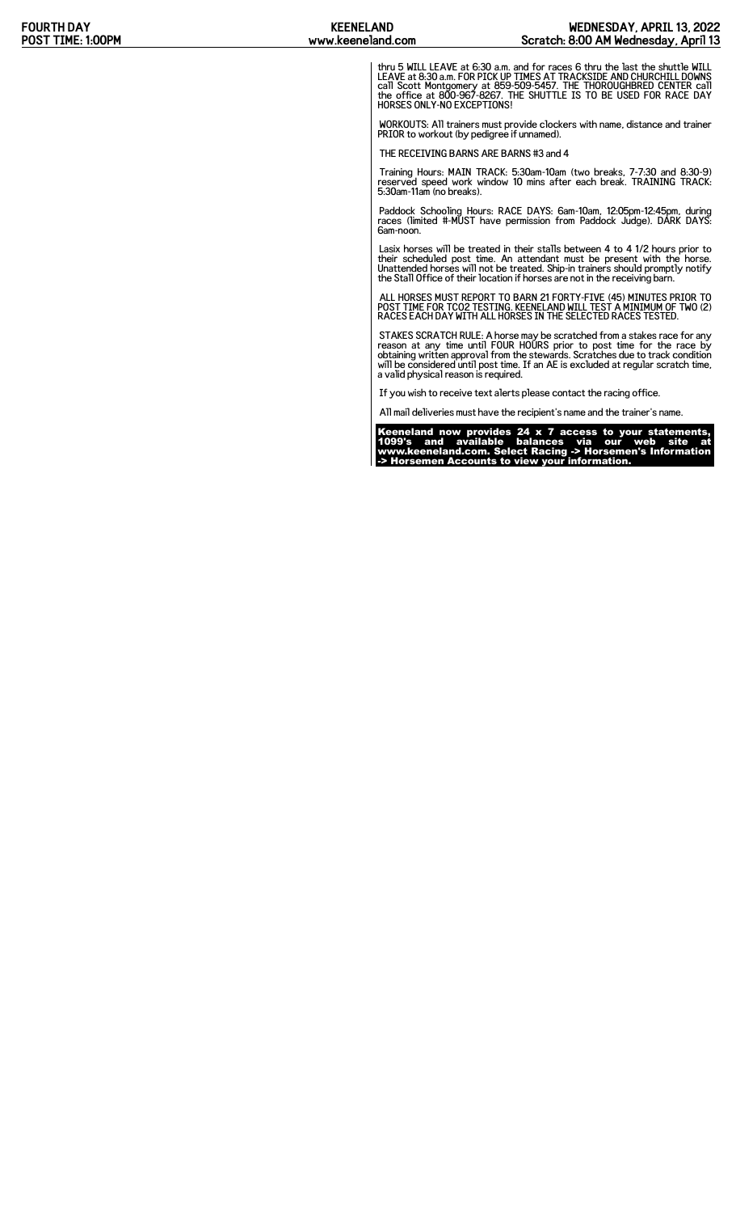thru 5 WILL LEAVE at 6:30 a.m. and for races 6 thru the last the shuttle WILL LEAVE at 8:30 a.m. FOR PICK UP TIMES AT TRACKSIDE AND CHURCHILL DOWNS call Scott Montgomery at 859-509-5457. THE THOROUGHBRED CENTER call the office at 800-967-8267. THE SHUTTLE IS TO BE USED FOR RACE DAY HORSES ONLY-NO EXCEPTIONS!

WORKOUTS: All trainers must provide clockers with name, distance and trainer PRIOR to workout (by pedigree if unnamed).

THE RECEIVING BARNS ARE BARNS #3 and 4

Training Hours: MAIN TRACK: 5:30am-10am (two breaks, 7-7:30 and 8:30-9) reserved speed work window 10 mins after each break. TRAINING TRACK: 5:30am-11am (no breaks).

Paddock Schooling Hours: RACE DAYS: 6am-10am, 12:05pm-12:45pm, during races (limited #-MUST have permission from Paddock Judge). DARK DAYS: 6am-noon.

Lasix horses will be treated in their stalls between 4 to 4 1/2 hours prior to their scheduled post time. An attendant must be present with the horse. Unattended horses will not be treated. Ship-in trainers should promptly notify the Stall Office of their location if horses are not in the receiving barn.

ALL HORSES MUST REPORT TO BARN 21 FORTY-FIVE (45) MINUTES PRIOR TO POST TIME FOR TCO2 TESTING. KEENELAND WILL TEST A MINIMUM OF TWO (2) RACES EACH DAY WITH ALL HORSES IN THE SELECTED RACES TESTED.

STAKES SCRATCH RULE: A horse may be scratched from a stakes race for any reason at any time until FOUR HOURS prior to post time for the race by obtaining written approval from the stewards. Scratches due to track condition will be considered until post time. If an AE is excluded at regular scratch time, a valid physical reason is required.

If you wish to receive text alerts please contact the racing office.

All mail deliveries must have the recipient's name and the trainer's name.

**Keeneland now provides 24 x 7 access to your statements, 1099's and available balances via our web site at www.keeneland.com. Select Racing -> Horsemen's Information -> Horsemen Accounts to view your information.**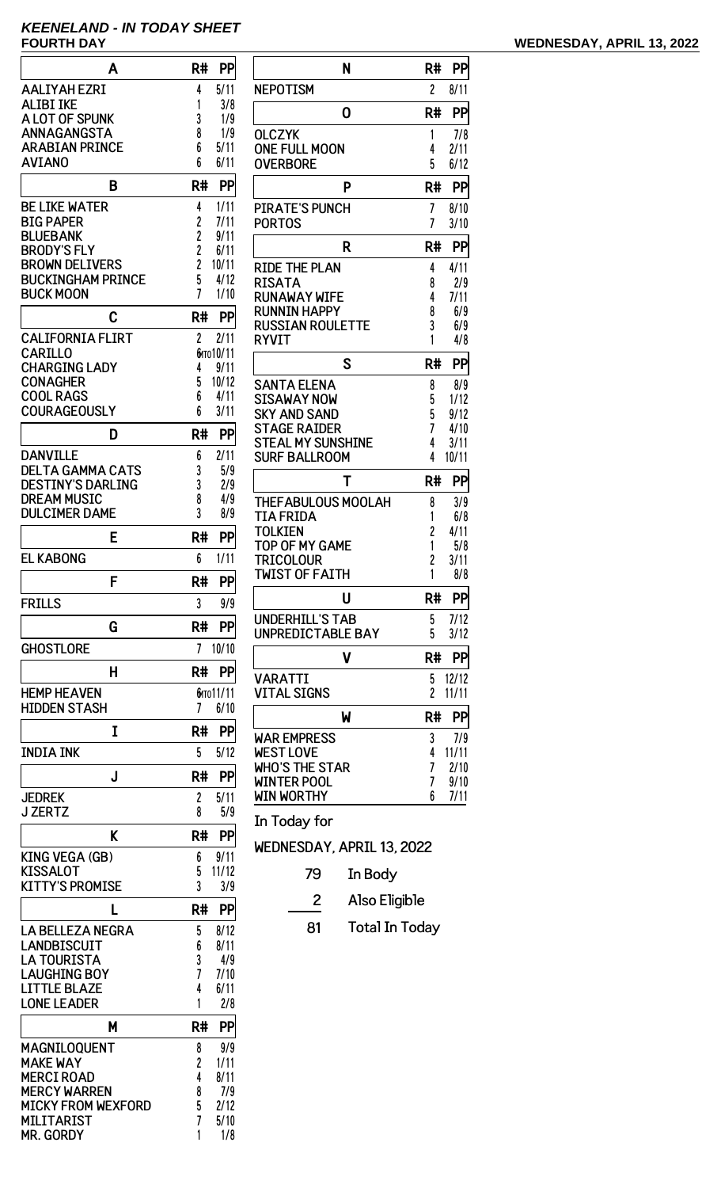## KEENELAND - IN TODAY SHEET

**FOURTH DAY** — **WEDNESDAY, APRIL 13, 2022**

| A | R# | PP |
|---|---|---|
| AALIYAH EZRI | 4 | 5/11 |
| ALIBI IKE | 1 | 3/8 |
| A LOT OF SPUNK | 3 | 1/9 |
| ANNAGANGSTA | 8 | 1/9 |
| ARABIAN PRINCE | 6 | 5/11 |
| AVIANO | 6 | 6/11 |

| B | R# | PP |
|---|---|---|
| BE LIKE WATER | 4 | 1/11 |
| BIG PAPER | 2 | 7/11 |
| BLUEBANK | 2 | 9/11 |
| BRODY'S FLY | 2 | 6/11 |
| BROWN DELIVERS | 2 | 10/11 |
| BUCKINGHAM PRINCE | 5 | 4/12 |
| BUCK MOON | 7 | 1/10 |

| C | R# | PP |
|---|---|---|
| CALIFORNIA FLIRT | 2 | 2/11 |
| CARILLO | 6MTO | 10/11 |
| CHARGING LADY | 4 | 9/11 |
| CONAGHER | 5 | 10/12 |
| COOL RAGS | 6 | 4/11 |
| COURAGEOUSLY | 6 | 3/11 |

| D | R# | PP |
|---|---|---|
| DANVILLE | 6 | 2/11 |
| DELTA GAMMA CATS | 3 | 5/9 |
| DESTINY'S DARLING | 3 | 2/9 |
| DREAM MUSIC | 8 | 4/9 |
| DULCIMER DAME | 3 | 8/9 |

| E | R# | PP |
|---|---|---|
| EL KABONG | 6 | 1/11 |

| F | R# | PP |
|---|---|---|
| FRILLS | 3 | 9/9 |

| G | R# | PP |
|---|---|---|
| GHOSTLORE | 7 | 10/10 |

| H | R# | PP |
|---|---|---|
| HEMP HEAVEN | 6MTO | 11/11 |
| HIDDEN STASH | 7 | 6/10 |

| I | R# | PP |
|---|---|---|
| INDIA INK | 5 | 5/12 |

| J | R# | PP |
|---|---|---|
| JEDREK | 2 | 5/11 |
| J ZERTZ | 8 | 5/9 |

| K | R# | PP |
|---|---|---|
| KING VEGA (GB) | 6 | 9/11 |
| KISSALOT | 5 | 11/12 |
| KITTY'S PROMISE | 3 | 3/9 |

| L | R# | PP |
|---|---|---|
| LA BELLEZA NEGRA | 5 | 8/12 |
| LANDBISCUIT | 6 | 8/11 |
| LA TOURISTA | 3 | 4/9 |
| LAUGHING BOY | 7 | 7/10 |
| LITTLE BLAZE | 4 | 6/11 |
| LONE LEADER | 1 | 2/8 |

| M | R# | PP |
|---|---|---|
| MAGNILOQUENT | 8 | 9/9 |
| MAKE WAY | 2 | 1/11 |
| MERCI ROAD | 4 | 8/11 |
| MERCY WARREN | 8 | 7/9 |
| MICKY FROM WEXFORD | 5 | 2/12 |
| MILITARIST | 7 | 5/10 |
| MR. GORDY | 1 | 1/8 |

| N | R# | PP |
|---|---|---|
| NEPOTISM | 2 | 8/11 |

| O | R# | PP |
|---|---|---|
| OLCZYK | 1 | 7/8 |
| ONE FULL MOON | 4 | 2/11 |
| OVERBORE | 5 | 6/12 |

| P | R# | PP |
|---|---|---|
| PIRATE'S PUNCH | 7 | 8/10 |
| PORTOS | 7 | 3/10 |

| R | R# | PP |
|---|---|---|
| RIDE THE PLAN | 4 | 4/11 |
| RISATA | 8 | 2/9 |
| RUNAWAY WIFE | 4 | 7/11 |
| RUNNIN HAPPY | 8 | 6/9 |
| RUSSIAN ROULETTE | 3 | 6/9 |
| RYVIT | 1 | 4/8 |

| S | R# | PP |
|---|---|---|
| SANTA ELENA | 8 | 8/9 |
| SISAWAY NOW | 5 | 1/12 |
| SKY AND SAND | 5 | 9/12 |
| STAGE RAIDER | 7 | 4/10 |
| STEAL MY SUNSHINE | 4 | 3/11 |
| SURF BALLROOM | 4 | 10/11 |

| T | R# | PP |
|---|---|---|
| THEFABULOUS MOOLAH | 8 | 3/9 |
| TIA FRIDA | 1 | 6/8 |
| TOLKIEN | 2 | 4/11 |
| TOP OF MY GAME | 1 | 5/8 |
| TRICOLOUR | 2 | 3/11 |
| TWIST OF FAITH | 1 | 8/8 |

| U | R# | PP |
|---|---|---|
| UNDERHILL'S TAB | 5 | 7/12 |
| UNPREDICTABLE BAY | 5 | 3/12 |

| V | R# | PP |
|---|---|---|
| VARATTI | 5 | 12/12 |
| VITAL SIGNS | 2 | 11/11 |

| W | R# | PP |
|---|---|---|
| WAR EMPRESS | 3 | 7/9 |
| WEST LOVE | 4 | 11/11 |
| WHO'S THE STAR | 7 | 2/10 |
| WINTER POOL | 7 | 9/10 |
| WIN WORTHY | 6 | 7/11 |

In Today for

WEDNESDAY, APRIL 13, 2022

| | |
|---|---|
| 79 | In Body |
| 2 | Also Eligible |
| 81 | Total In Today |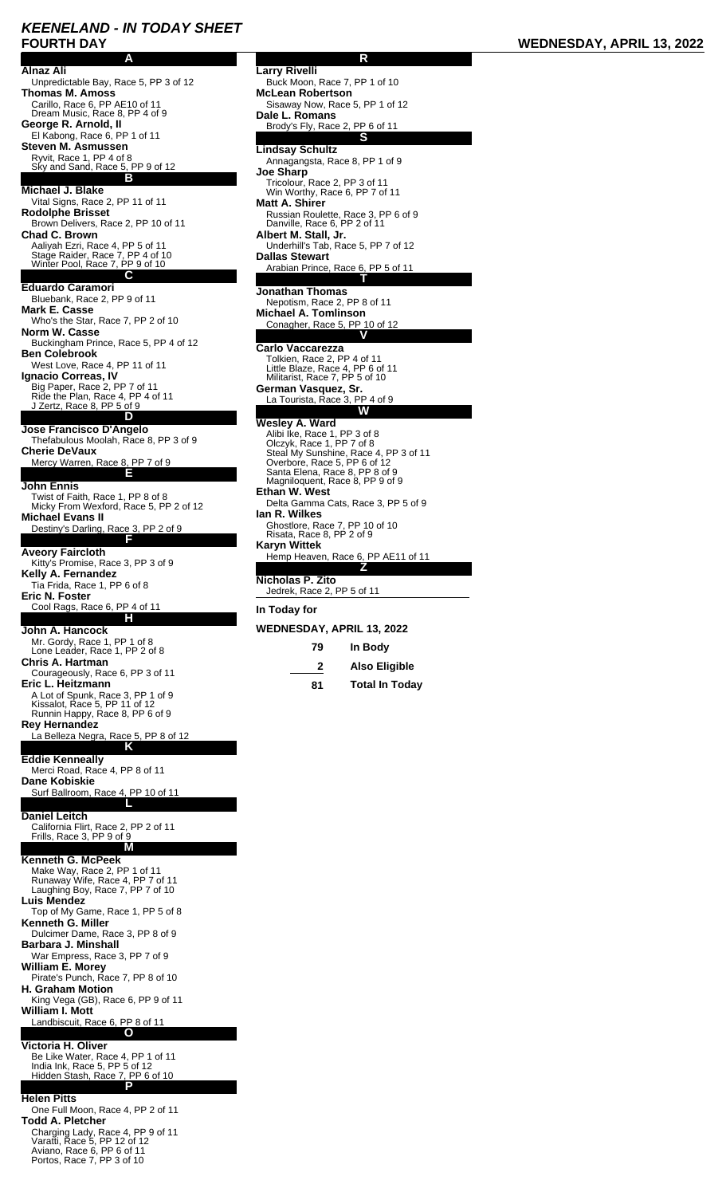# KEENELAND - IN TODAY SHEET

**FOURTH DAY** — **WEDNESDAY, APRIL 13, 2022**

### A

**Alnaz Ali**
Unpredictable Bay, Race 5, PP 3 of 12

**Thomas M. Amoss**
Carillo, Race 6, PP AE10 of 11
Dream Music, Race 8, PP 4 of 9

**George R. Arnold, II**
El Kabong, Race 6, PP 1 of 11

**Steven M. Asmussen**
Ryvit, Race 1, PP 4 of 8
Sky and Sand, Race 5, PP 9 of 12

### B

**Michael J. Blake**
Vital Signs, Race 2, PP 11 of 11

**Rodolphe Brisset**
Brown Delivers, Race 2, PP 10 of 11

**Chad C. Brown**
Aaliyah Ezri, Race 4, PP 5 of 11
Stage Raider, Race 7, PP 4 of 10
Winter Pool, Race 7, PP 9 of 10

### C

**Eduardo Caramori**
Bluebank, Race 2, PP 9 of 11

**Mark E. Casse**
Who's the Star, Race 7, PP 2 of 10

**Norm W. Casse**
Buckingham Prince, Race 5, PP 4 of 12

**Ben Colebrook**
West Love, Race 4, PP 11 of 11

**Ignacio Correas, IV**
Big Paper, Race 2, PP 7 of 11
Ride the Plan, Race 4, PP 4 of 11
J Zertz, Race 8, PP 5 of 9

### D

**Jose Francisco D'Angelo**
Thefabulous Moolah, Race 8, PP 3 of 9

**Cherie DeVaux**
Mercy Warren, Race 8, PP 7 of 9

### E

**John Ennis**
Twist of Faith, Race 1, PP 8 of 8
Micky From Wexford, Race 5, PP 2 of 12

**Michael Evans II**
Destiny's Darling, Race 3, PP 2 of 9

### F

**Aveory Faircloth**
Kitty's Promise, Race 3, PP 3 of 9

**Kelly A. Fernandez**
Tia Frida, Race 1, PP 6 of 8

**Eric N. Foster**
Cool Rags, Race 6, PP 4 of 11

### H

**John A. Hancock**
Mr. Gordy, Race 1, PP 1 of 8
Lone Leader, Race 1, PP 2 of 8

**Chris A. Hartman**
Courageously, Race 6, PP 3 of 11

**Eric L. Heitzmann**
A Lot of Spunk, Race 3, PP 1 of 9
Kissalot, Race 5, PP 11 of 12
Runnin Happy, Race 8, PP 6 of 9

**Rey Hernandez**
La Belleza Negra, Race 5, PP 8 of 12

### K

**Eddie Kenneally**
Merci Road, Race 4, PP 8 of 11

**Dane Kobiskie**
Surf Ballroom, Race 4, PP 10 of 11

### L

**Daniel Leitch**
California Flirt, Race 2, PP 2 of 11
Frills, Race 3, PP 9 of 9

### M

**Kenneth G. McPeek**
Make Way, Race 2, PP 1 of 11
Runaway Wife, Race 4, PP 7 of 11
Laughing Boy, Race 7, PP 7 of 10

**Luis Mendez**
Top of My Game, Race 1, PP 5 of 8

**Kenneth G. Miller**
Dulcimer Dame, Race 3, PP 8 of 9

**Barbara J. Minshall**
War Empress, Race 3, PP 7 of 9

**William E. Morey**
Pirate's Punch, Race 7, PP 8 of 10

**H. Graham Motion**
King Vega (GB), Race 6, PP 9 of 11

**William I. Mott**
Landbiscuit, Race 6, PP 8 of 11

### O

**Victoria H. Oliver**
Be Like Water, Race 4, PP 1 of 11
India Ink, Race 5, PP 5 of 12
Hidden Stash, Race 7, PP 6 of 10

### P

**Helen Pitts**
One Full Moon, Race 4, PP 2 of 11

**Todd A. Pletcher**
Charging Lady, Race 4, PP 9 of 11
Varatti, Race 5, PP 12 of 12
Aviano, Race 6, PP 6 of 11
Portos, Race 7, PP 3 of 10

### R

**Larry Rivelli**
Buck Moon, Race 7, PP 1 of 10

**McLean Robertson**
Sisaway Now, Race 5, PP 1 of 12

**Dale L. Romans**
Brody's Fly, Race 2, PP 6 of 11

### S

**Lindsay Schultz**
Annagangsta, Race 8, PP 1 of 9

**Joe Sharp**
Tricolour, Race 2, PP 3 of 11
Win Worthy, Race 6, PP 7 of 11

**Matt A. Shirer**
Russian Roulette, Race 3, PP 6 of 9
Danville, Race 6, PP 2 of 11

**Albert M. Stall, Jr.**
Underhill's Tab, Race 5, PP 7 of 12

**Dallas Stewart**
Arabian Prince, Race 6, PP 5 of 11

### T

**Jonathan Thomas**
Nepotism, Race 2, PP 8 of 11

**Michael A. Tomlinson**
Conagher, Race 5, PP 10 of 12

### V

**Carlo Vaccarezza**
Tolkien, Race 2, PP 4 of 11
Little Blaze, Race 4, PP 6 of 11
Militarist, Race 7, PP 5 of 10

**German Vasquez, Sr.**
La Tourista, Race 3, PP 4 of 9

### W

**Wesley A. Ward**
Alibi Ike, Race 1, PP 3 of 8
Olczyk, Race 1, PP 7 of 8
Steal My Sunshine, Race 4, PP 3 of 11
Overbore, Race 5, PP 6 of 12
Santa Elena, Race 8, PP 8 of 9
Magniloquent, Race 8, PP 9 of 9

**Ethan W. West**
Delta Gamma Cats, Race 3, PP 5 of 9

**Ian R. Wilkes**
Ghostlore, Race 7, PP 10 of 10
Risata, Race 8, PP 2 of 9

**Karyn Wittek**
Hemp Heaven, Race 6, PP AE11 of 11

### Z

**Nicholas P. Zito**
Jedrek, Race 2, PP 5 of 11

**In Today for**

**WEDNESDAY, APRIL 13, 2022**

| | |
|---|---|
| 79 | **In Body** |
| 2 | **Also Eligible** |
| 81 | **Total In Today** |